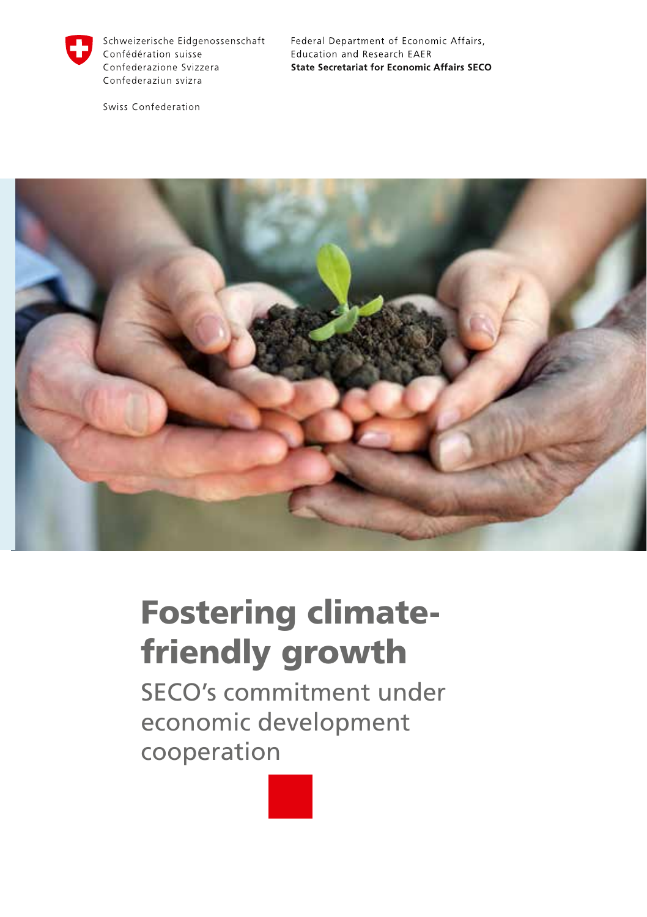Schweizerische Eidgenossenschaft
Confédération suisse
Confederazione Svizzera
Confederaziun svizra

Swiss Confederation

Federal Department of Economic Affairs, Education and Research EAER
**State Secretariat for Economic Affairs SECO**

# Fostering climate-friendly growth

## SECO's commitment under economic development cooperation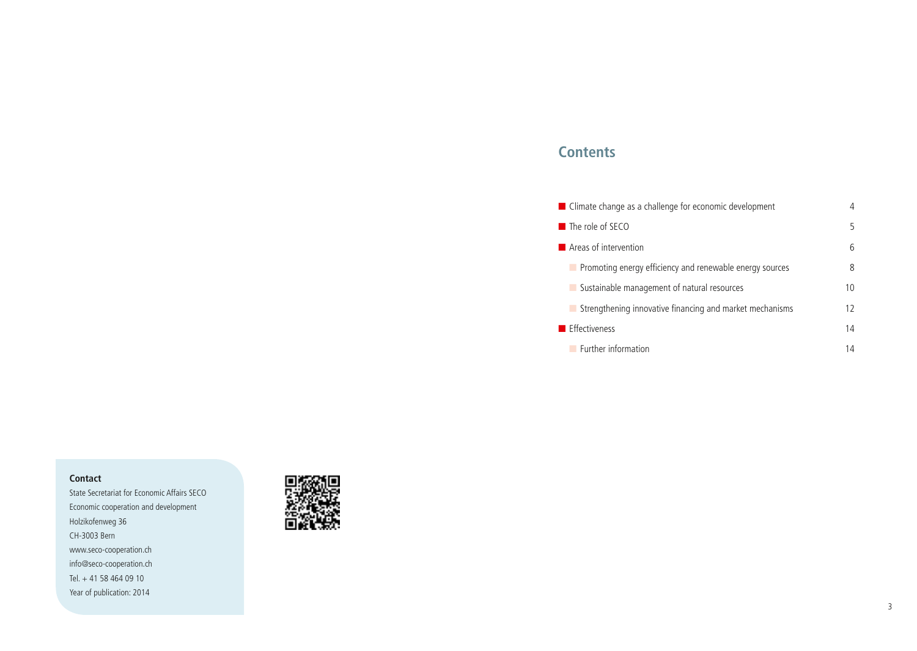## Contents

- Climate change as a challenge for economic development — 4
- The role of SECO — 5
- Areas of intervention — 6
  - Promoting energy efficiency and renewable energy sources — 8
  - Sustainable management of natural resources — 10
  - Strengthening innovative financing and market mechanisms — 12
- Effectiveness — 14
  - Further information — 14

**Contact**

State Secretariat for Economic Affairs SECO
Economic cooperation and development
Holzikofenweg 36
CH-3003 Bern
www.seco-cooperation.ch
info@seco-cooperation.ch
Tel. + 41 58 464 09 10
Year of publication: 2014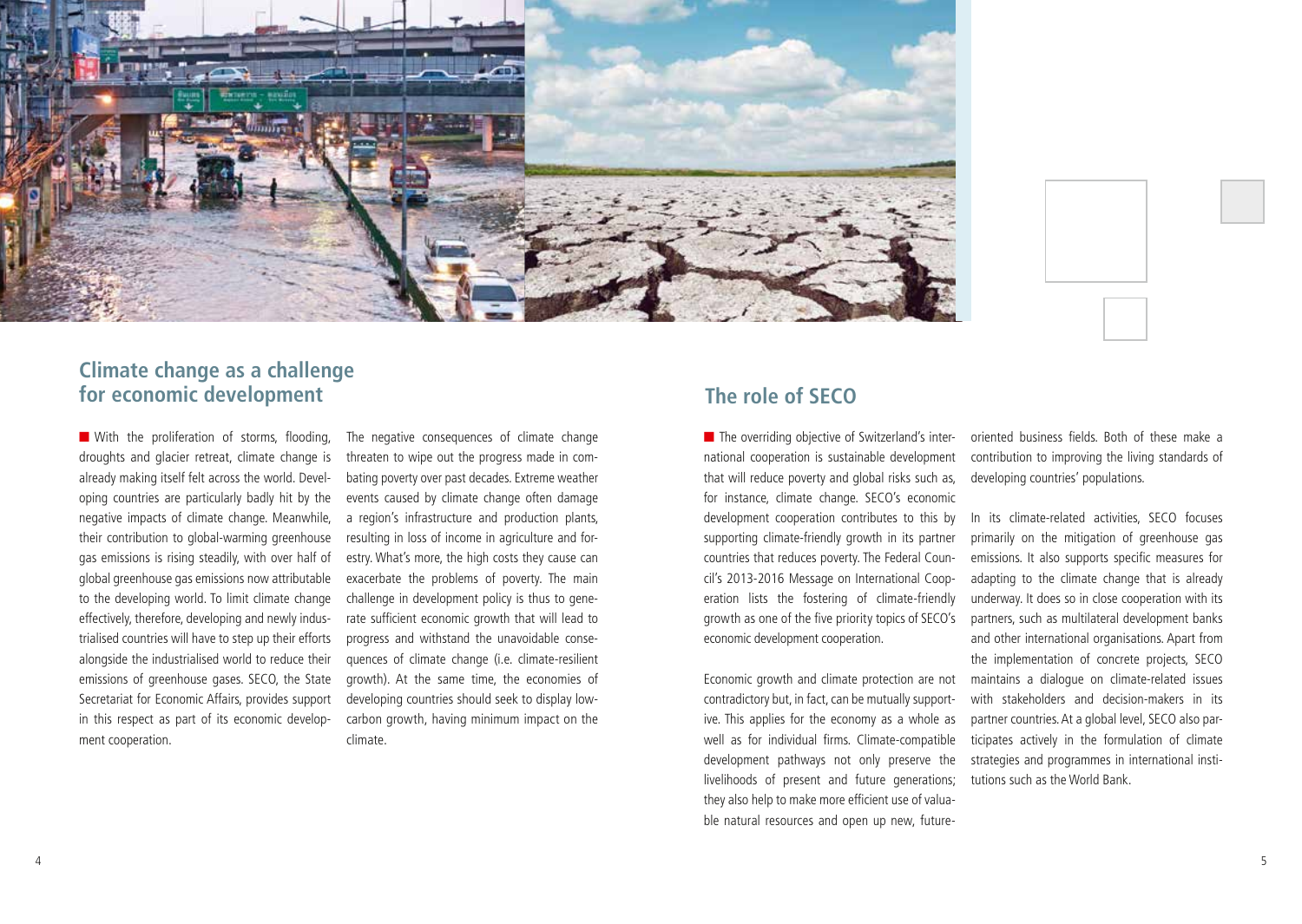## Climate change as a challenge for economic development

With the proliferation of storms, flooding, droughts and glacier retreat, climate change is already making itself felt across the world. Developing countries are particularly badly hit by the negative impacts of climate change. Meanwhile, their contribution to global-warming greenhouse gas emissions is rising steadily, with over half of global greenhouse gas emissions now attributable to the developing world. To limit climate change effectively, therefore, developing and newly industrialised countries will have to step up their efforts alongside the industrialised world to reduce their emissions of greenhouse gases. SECO, the State Secretariat for Economic Affairs, provides support in this respect as part of its economic development cooperation.

The negative consequences of climate change threaten to wipe out the progress made in combating poverty over past decades. Extreme weather events caused by climate change often damage a region's infrastructure and production plants, resulting in loss of income in agriculture and forestry. What's more, the high costs they cause can exacerbate the problems of poverty. The main challenge in development policy is thus to generate sufficient economic growth that will lead to progress and withstand the unavoidable consequences of climate change (i.e. climate-resilient growth). At the same time, the economies of developing countries should seek to display low-carbon growth, having minimum impact on the climate.

## The role of SECO

The overriding objective of Switzerland's international cooperation is sustainable development that will reduce poverty and global risks such as, for instance, climate change. SECO's economic development cooperation contributes to this by supporting climate-friendly growth in its partner countries that reduces poverty. The Federal Council's 2013-2016 Message on International Cooperation lists the fostering of climate-friendly growth as one of the five priority topics of SECO's economic development cooperation.

Economic growth and climate protection are not contradictory but, in fact, can be mutually supportive. This applies for the economy as a whole as well as for individual firms. Climate-compatible development pathways not only preserve the livelihoods of present and future generations; they also help to make more efficient use of valuable natural resources and open up new, future-oriented business fields. Both of these make a contribution to improving the living standards of developing countries' populations.

In its climate-related activities, SECO focuses primarily on the mitigation of greenhouse gas emissions. It also supports specific measures for adapting to the climate change that is already underway. It does so in close cooperation with its partners, such as multilateral development banks and other international organisations. Apart from the implementation of concrete projects, SECO maintains a dialogue on climate-related issues with stakeholders and decision-makers in its partner countries. At a global level, SECO also participates actively in the formulation of climate strategies and programmes in international institutions such as the World Bank.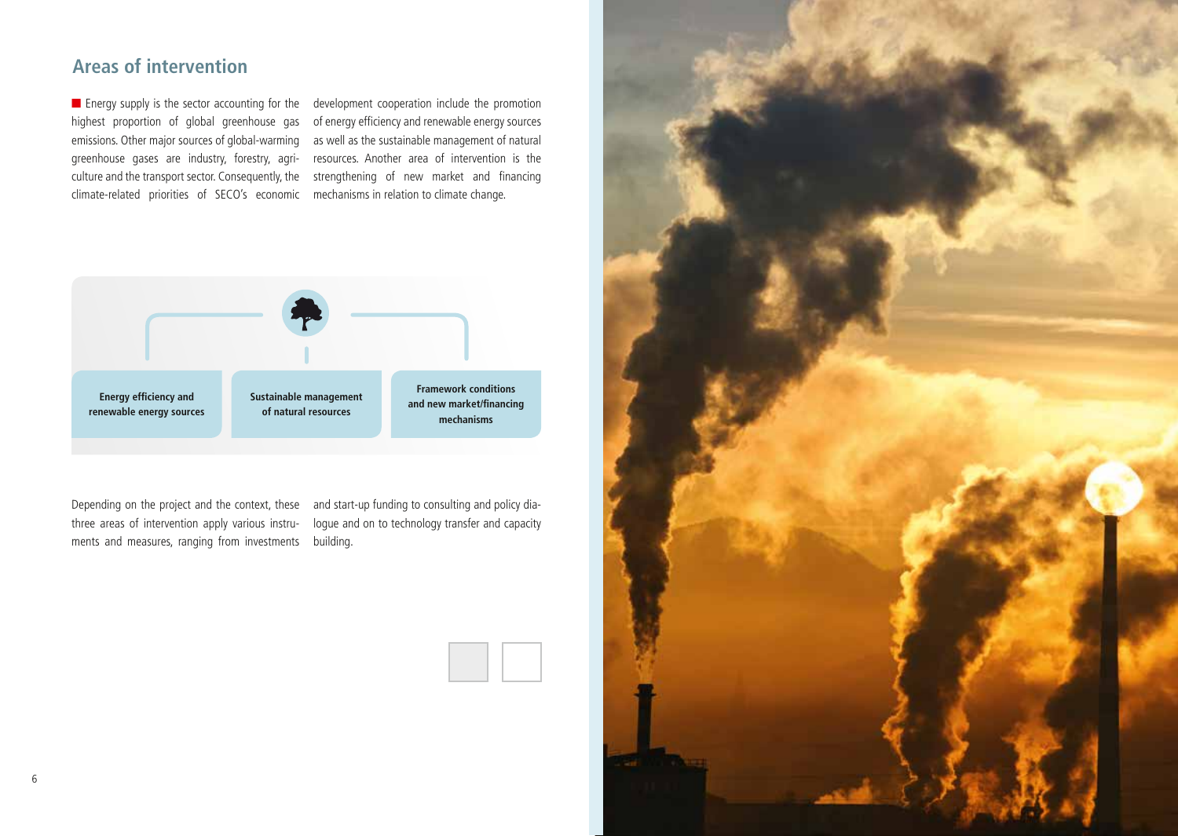## Areas of intervention

Energy supply is the sector accounting for the highest proportion of global greenhouse gas emissions. Other major sources of global-warming greenhouse gases are industry, forestry, agriculture and the transport sector. Consequently, the climate-related priorities of SECO's economic development cooperation include the promotion of energy efficiency and renewable energy sources as well as the sustainable management of natural resources. Another area of intervention is the strengthening of new market and financing mechanisms in relation to climate change.

**Energy efficiency and renewable energy sources**

**Sustainable management of natural resources**

**Framework conditions and new market/financing mechanisms**

Depending on the project and the context, these three areas of intervention apply various instruments and measures, ranging from investments and start-up funding to consulting and policy dialogue and on to technology transfer and capacity building.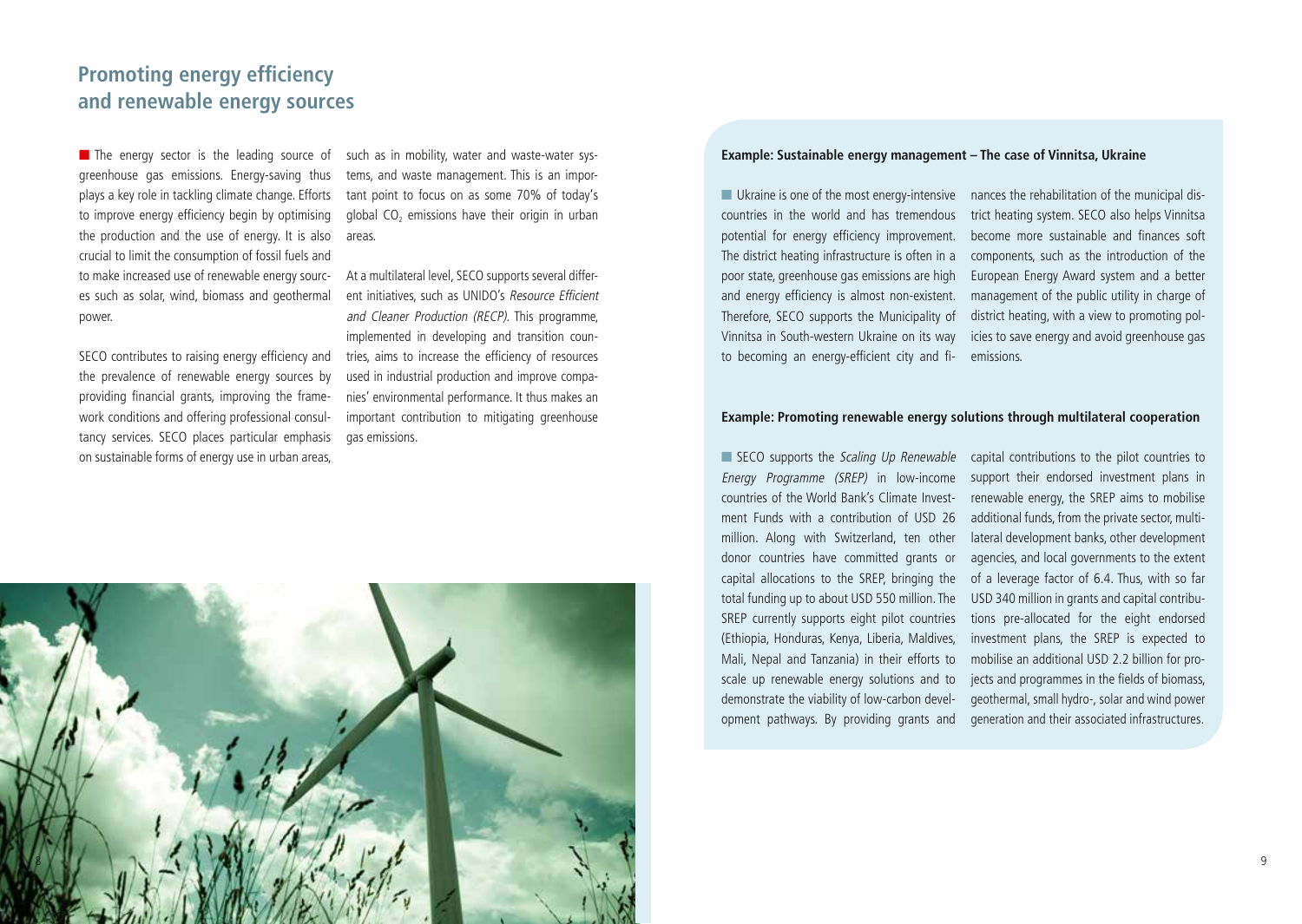## Promoting energy efficiency and renewable energy sources

The energy sector is the leading source of greenhouse gas emissions. Energy-saving thus plays a key role in tackling climate change. Efforts to improve energy efficiency begin by optimising the production and the use of energy. It is also crucial to limit the consumption of fossil fuels and to make increased use of renewable energy sources such as solar, wind, biomass and geothermal power.

SECO contributes to raising energy efficiency and the prevalence of renewable energy sources by providing financial grants, improving the framework conditions and offering professional consultancy services. SECO places particular emphasis on sustainable forms of energy use in urban areas, such as in mobility, water and waste-water systems, and waste management. This is an important point to focus on as some 70% of today's global $CO_2$ emissions have their origin in urban areas.

At a multilateral level, SECO supports several different initiatives, such as UNIDO's *Resource Efficient and Cleaner Production (RECP)*. This programme, implemented in developing and transition countries, aims to increase the efficiency of resources used in industrial production and improve companies' environmental performance. It thus makes an important contribution to mitigating greenhouse gas emissions.

**Example: Sustainable energy management – The case of Vinnitsa, Ukraine**

Ukraine is one of the most energy-intensive countries in the world and has tremendous potential for energy efficiency improvement. The district heating infrastructure is often in a poor state, greenhouse gas emissions are high and energy efficiency is almost non-existent. Therefore, SECO supports the Municipality of Vinnitsa in South-western Ukraine on its way to becoming an energy-efficient city and finances the rehabilitation of the municipal district heating system. SECO also helps Vinnitsa become more sustainable and finances soft components, such as the introduction of the European Energy Award system and a better management of the public utility in charge of district heating, with a view to promoting policies to save energy and avoid greenhouse gas emissions.

**Example: Promoting renewable energy solutions through multilateral cooperation**

SECO supports the *Scaling Up Renewable Energy Programme (SREP)* in low-income countries of the World Bank's Climate Investment Funds with a contribution of USD 26 million. Along with Switzerland, ten other donor countries have committed grants or capital allocations to the SREP, bringing the total funding up to about USD 550 million. The SREP currently supports eight pilot countries (Ethiopia, Honduras, Kenya, Liberia, Maldives, Mali, Nepal and Tanzania) in their efforts to scale up renewable energy solutions and to demonstrate the viability of low-carbon development pathways. By providing grants and capital contributions to the pilot countries to support their endorsed investment plans in renewable energy, the SREP aims to mobilise additional funds, from the private sector, multilateral development banks, other development agencies, and local governments to the extent of a leverage factor of 6.4. Thus, with so far USD 340 million in grants and capital contributions pre-allocated for the eight endorsed investment plans, the SREP is expected to mobilise an additional USD 2.2 billion for projects and programmes in the fields of biomass, geothermal, small hydro-, solar and wind power generation and their associated infrastructures.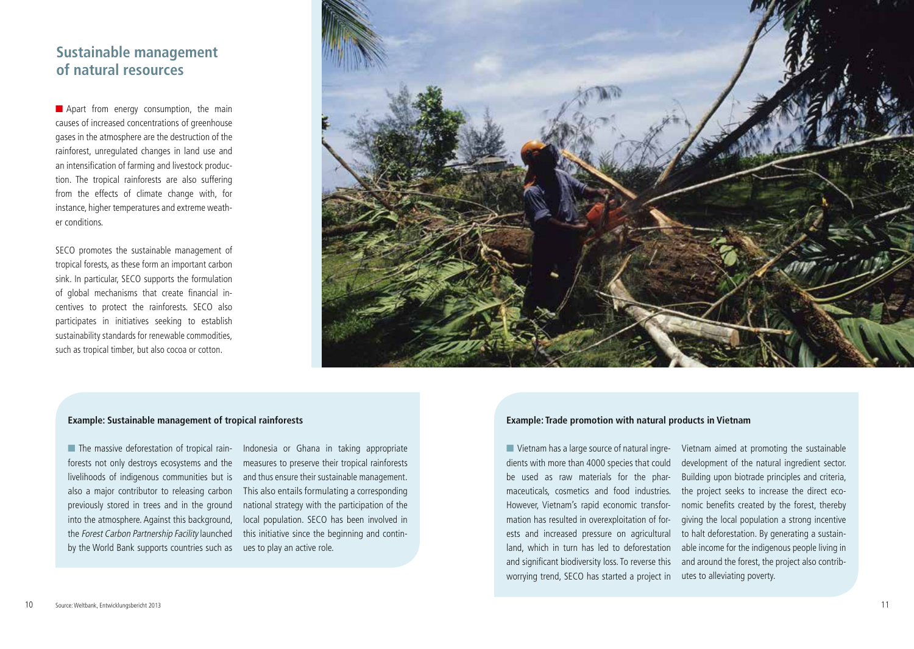## Sustainable management of natural resources

Apart from energy consumption, the main causes of increased concentrations of greenhouse gases in the atmosphere are the destruction of the rainforest, unregulated changes in land use and an intensification of farming and livestock production. The tropical rainforests are also suffering from the effects of climate change with, for instance, higher temperatures and extreme weather conditions.

SECO promotes the sustainable management of tropical forests, as these form an important carbon sink. In particular, SECO supports the formulation of global mechanisms that create financial incentives to protect the rainforests. SECO also participates in initiatives seeking to establish sustainability standards for renewable commodities, such as tropical timber, but also cocoa or cotton.

### Example: Sustainable management of tropical rainforests

The massive deforestation of tropical rainforests not only destroys ecosystems and the livelihoods of indigenous communities but is also a major contributor to releasing carbon previously stored in trees and in the ground into the atmosphere. Against this background, the *Forest Carbon Partnership Facility* launched by the World Bank supports countries such as Indonesia or Ghana in taking appropriate measures to preserve their tropical rainforests and thus ensure their sustainable management. This also entails formulating a corresponding national strategy with the participation of the local population. SECO has been involved in this initiative since the beginning and continues to play an active role.

### Example: Trade promotion with natural products in Vietnam

Vietnam has a large source of natural ingredients with more than 4000 species that could be used as raw materials for the pharmaceuticals, cosmetics and food industries. However, Vietnam's rapid economic transformation has resulted in overexploitation of forests and increased pressure on agricultural land, which in turn has led to deforestation and significant biodiversity loss. To reverse this worrying trend, SECO has started a project in Vietnam aimed at promoting the sustainable development of the natural ingredient sector. Building upon biotrade principles and criteria, the project seeks to increase the direct economic benefits created by the forest, thereby giving the local population a strong incentive to halt deforestation. By generating a sustainable income for the indigenous people living in and around the forest, the project also contributes to alleviating poverty.

Source: Weltbank, Entwicklungsbericht 2013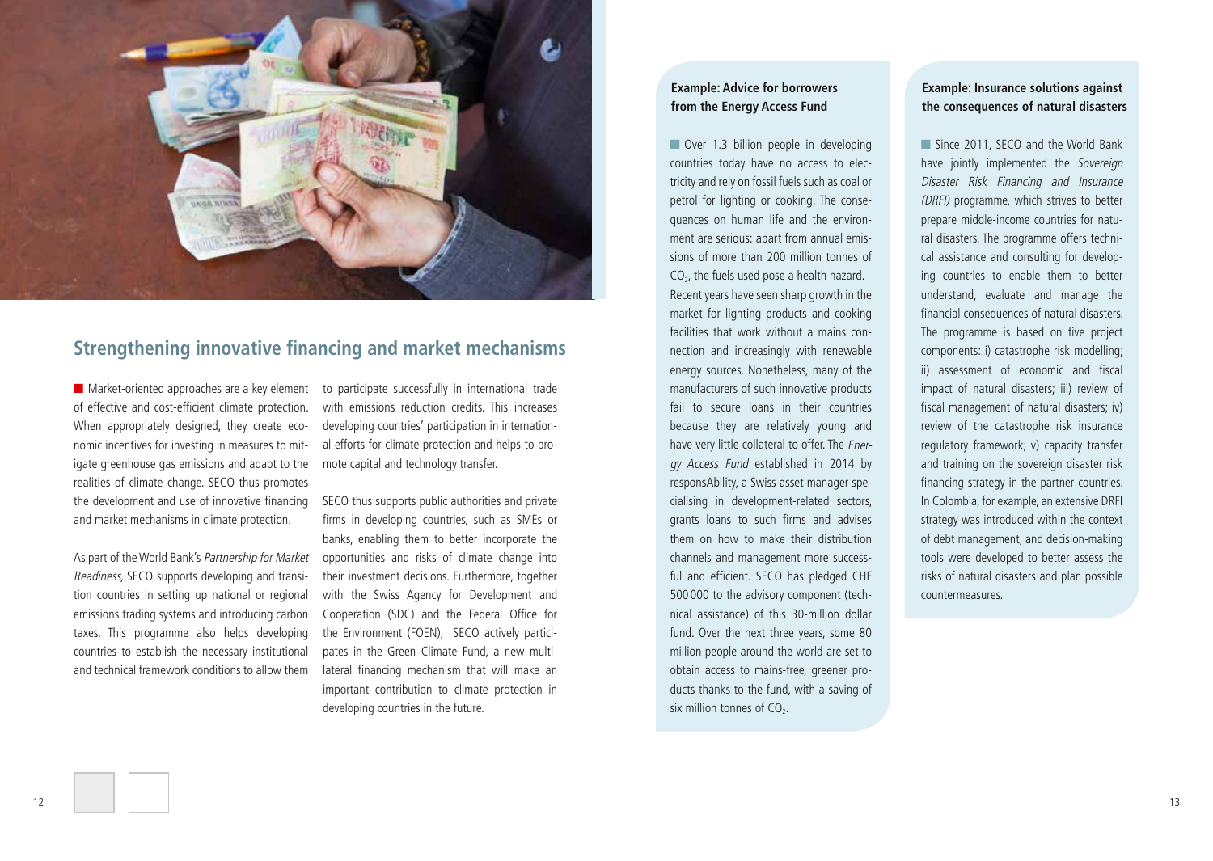## Strengthening innovative financing and market mechanisms

Market-oriented approaches are a key element of effective and cost-efficient climate protection. When appropriately designed, they create economic incentives for investing in measures to mitigate greenhouse gas emissions and adapt to the realities of climate change. SECO thus promotes the development and use of innovative financing and market mechanisms in climate protection.

As part of the World Bank's *Partnership for Market Readiness*, SECO supports developing and transition countries in setting up national or regional emissions trading systems and introducing carbon taxes. This programme also helps developing countries to establish the necessary institutional and technical framework conditions to allow them to participate successfully in international trade with emissions reduction credits. This increases developing countries' participation in international efforts for climate protection and helps to promote capital and technology transfer.

SECO thus supports public authorities and private firms in developing countries, such as SMEs or banks, enabling them to better incorporate the opportunities and risks of climate change into their investment decisions. Furthermore, together with the Swiss Agency for Development and Cooperation (SDC) and the Federal Office for the Environment (FOEN), SECO actively participates in the Green Climate Fund, a new multilateral financing mechanism that will make an important contribution to climate protection in developing countries in the future.

### Example: Advice for borrowers from the Energy Access Fund

Over 1.3 billion people in developing countries today have no access to electricity and rely on fossil fuels such as coal or petrol for lighting or cooking. The consequences on human life and the environment are serious: apart from annual emissions of more than 200 million tonnes of $CO_2$, the fuels used pose a health hazard. Recent years have seen sharp growth in the market for lighting products and cooking facilities that work without a mains connection and increasingly with renewable energy sources. Nonetheless, many of the manufacturers of such innovative products fail to secure loans in their countries because they are relatively young and have very little collateral to offer. The *Energy Access Fund* established in 2014 by responsAbility, a Swiss asset manager specialising in development-related sectors, grants loans to such firms and advises them on how to make their distribution channels and management more successful and efficient. SECO has pledged CHF 500 000 to the advisory component (technical assistance) of this 30-million dollar fund. Over the next three years, some 80 million people around the world are set to obtain access to mains-free, greener products thanks to the fund, with a saving of six million tonnes of $CO_2$.

### Example: Insurance solutions against the consequences of natural disasters

Since 2011, SECO and the World Bank have jointly implemented the *Sovereign Disaster Risk Financing and Insurance (DRFI)* programme, which strives to better prepare middle-income countries for natural disasters. The programme offers technical assistance and consulting for developing countries to enable them to better understand, evaluate and manage the financial consequences of natural disasters. The programme is based on five project components: i) catastrophe risk modelling; ii) assessment of economic and fiscal impact of natural disasters; iii) review of fiscal management of natural disasters; iv) review of the catastrophe risk insurance regulatory framework; v) capacity transfer and training on the sovereign disaster risk financing strategy in the partner countries. In Colombia, for example, an extensive DRFI strategy was introduced within the context of debt management, and decision-making tools were developed to better assess the risks of natural disasters and plan possible countermeasures.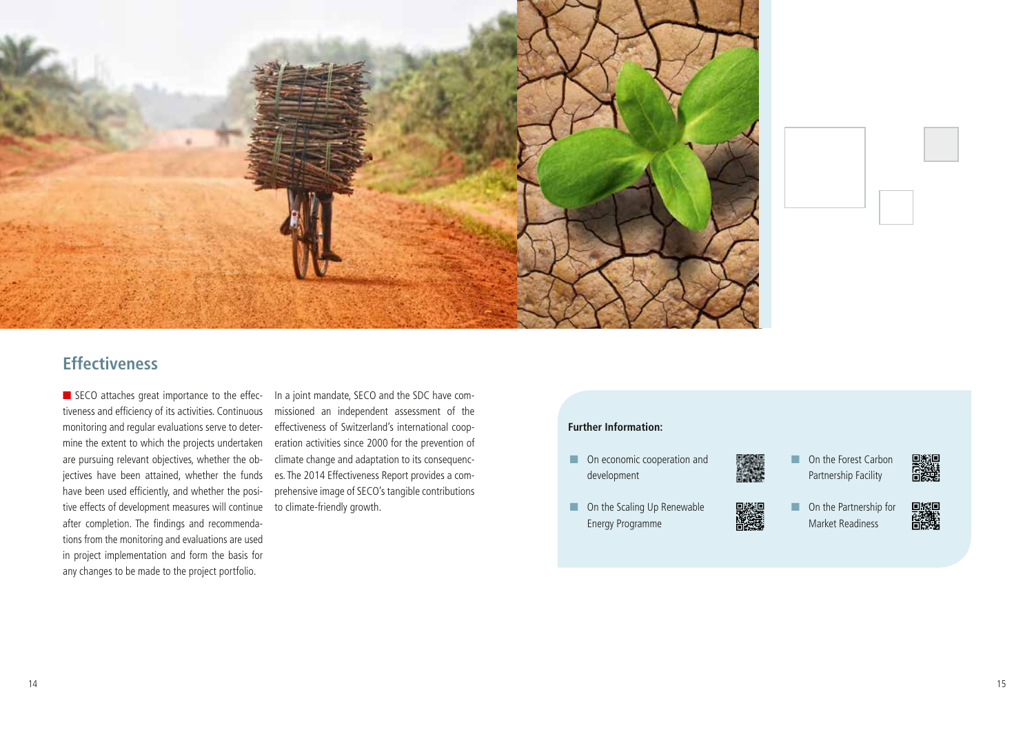## Effectiveness

SECO attaches great importance to the effectiveness and efficiency of its activities. Continuous monitoring and regular evaluations serve to determine the extent to which the projects undertaken are pursuing relevant objectives, whether the objectives have been attained, whether the funds have been used efficiently, and whether the positive effects of development measures will continue after completion. The findings and recommendations from the monitoring and evaluations are used in project implementation and form the basis for any changes to be made to the project portfolio.

In a joint mandate, SECO and the SDC have commissioned an independent assessment of the effectiveness of Switzerland's international cooperation activities since 2000 for the prevention of climate change and adaptation to its consequences. The 2014 Effectiveness Report provides a comprehensive image of SECO's tangible contributions to climate-friendly growth.

**Further Information:**

- On economic cooperation and development
- On the Scaling Up Renewable Energy Programme
- On the Forest Carbon Partnership Facility
- On the Partnership for Market Readiness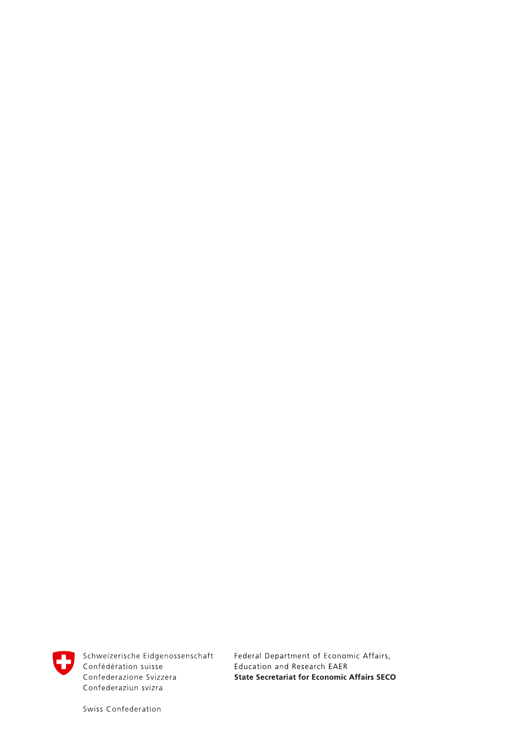Schweizerische Eidgenossenschaft
Confédération suisse
Confederazione Svizzera
Confederaziun svizra

Swiss Confederation

Federal Department of Economic Affairs,
Education and Research EAER
**State Secretariat for Economic Affairs SECO**